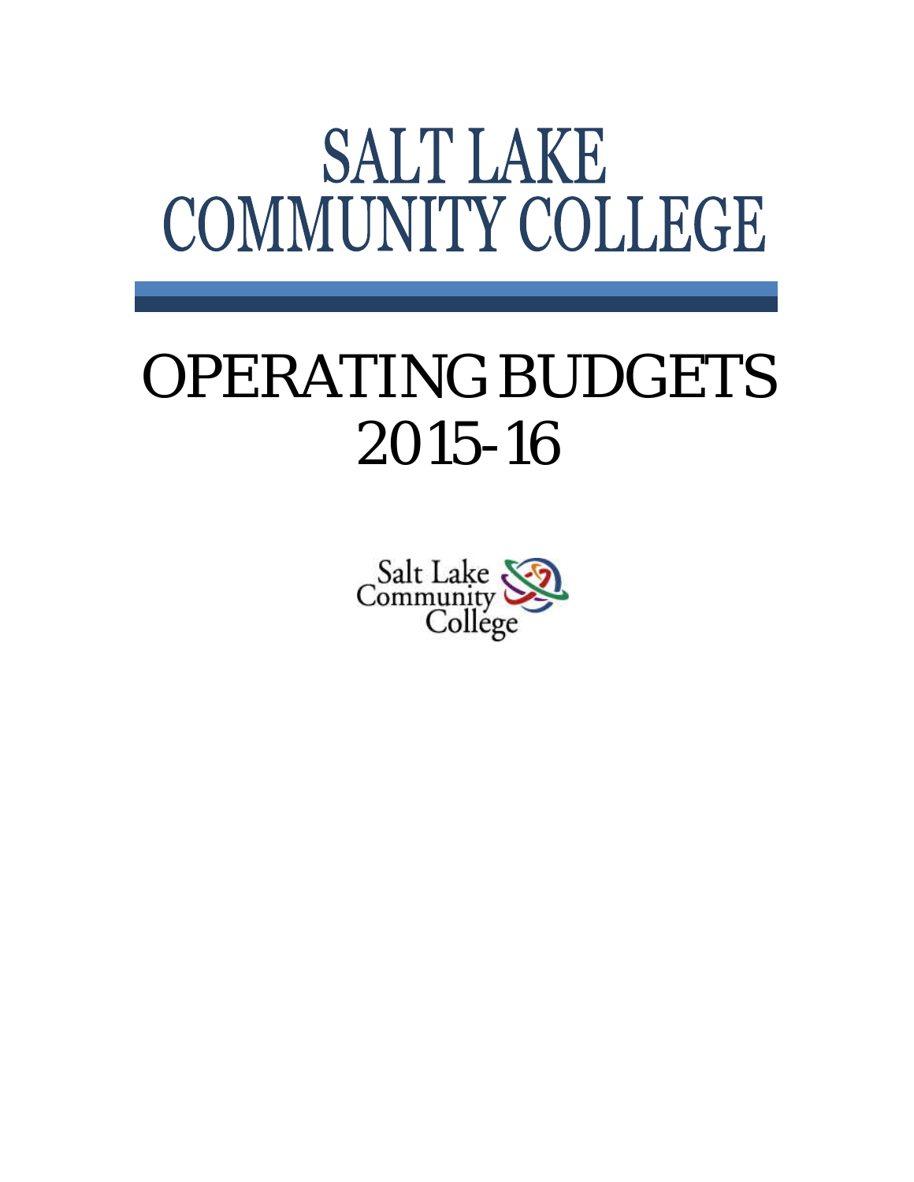# SALT LAKE COMMUNITY COLLEGE

# OPERATING BUDGETS 2015-16

Salt Lake Community College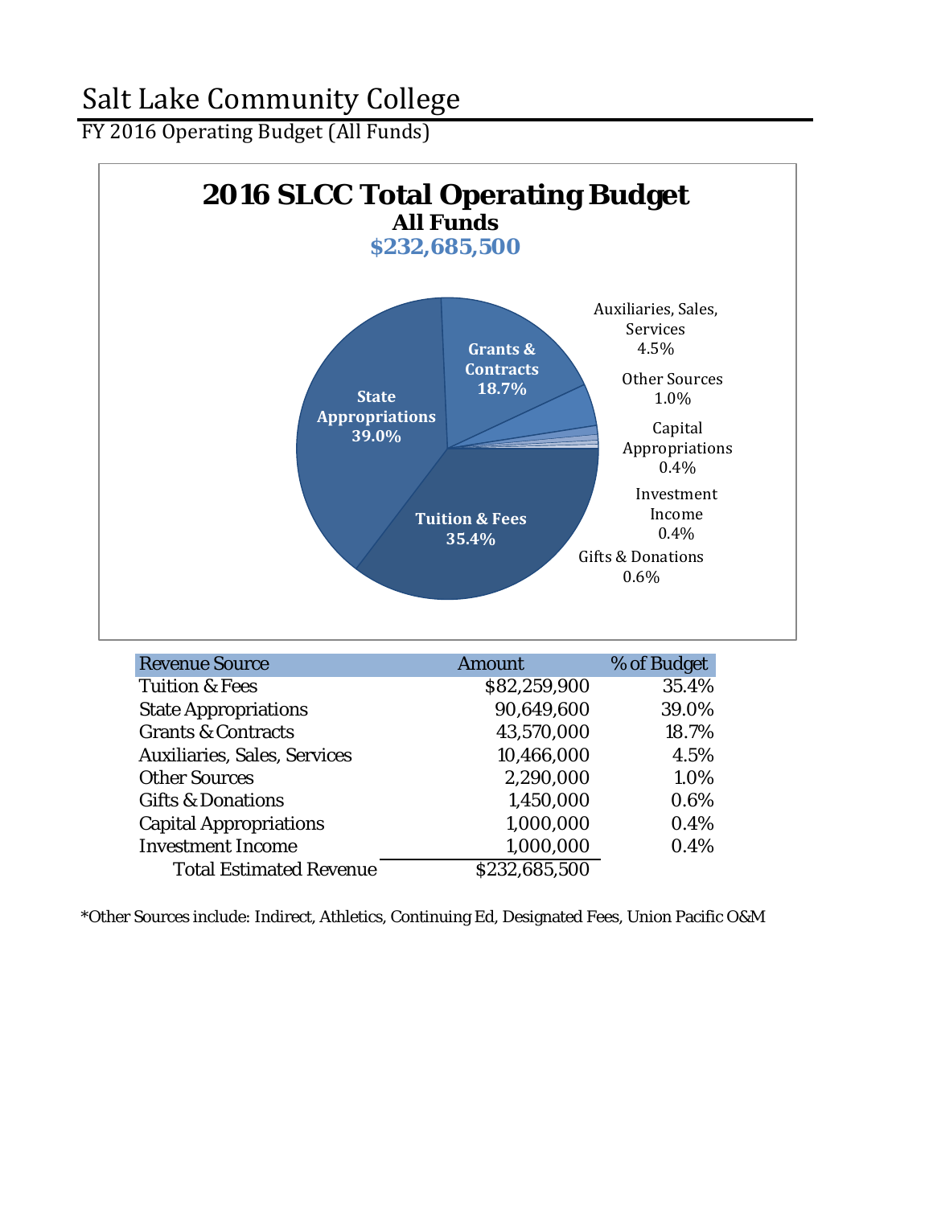# Salt Lake Community College

FY 2016 Operating Budget (All Funds)

**2016 SLCC Total Operating Budget**
**All Funds**
**$232,685,500**

- State Appropriations 39.0%
- Tuition & Fees 35.4%
- Grants & Contracts 18.7%
- Auxiliaries, Sales, Services 4.5%
- Other Sources 1.0%
- Gifts & Donations 0.6%
- Capital Appropriations 0.4%
- Investment Income 0.4%

| Revenue Source | Amount | % of Budget |
|---|---|---|
| Tuition & Fees | $82,259,900 | 35.4% |
| State Appropriations | 90,649,600 | 39.0% |
| Grants & Contracts | 43,570,000 | 18.7% |
| Auxiliaries, Sales, Services | 10,466,000 | 4.5% |
| Other Sources | 2,290,000 | 1.0% |
| Gifts & Donations | 1,450,000 | 0.6% |
| Capital Appropriations | 1,000,000 | 0.4% |
| Investment Income | 1,000,000 | 0.4% |
| Total Estimated Revenue | $232,685,500 | |

*Other Sources include: Indirect, Athletics, Continuing Ed, Designated Fees, Union Pacific O&M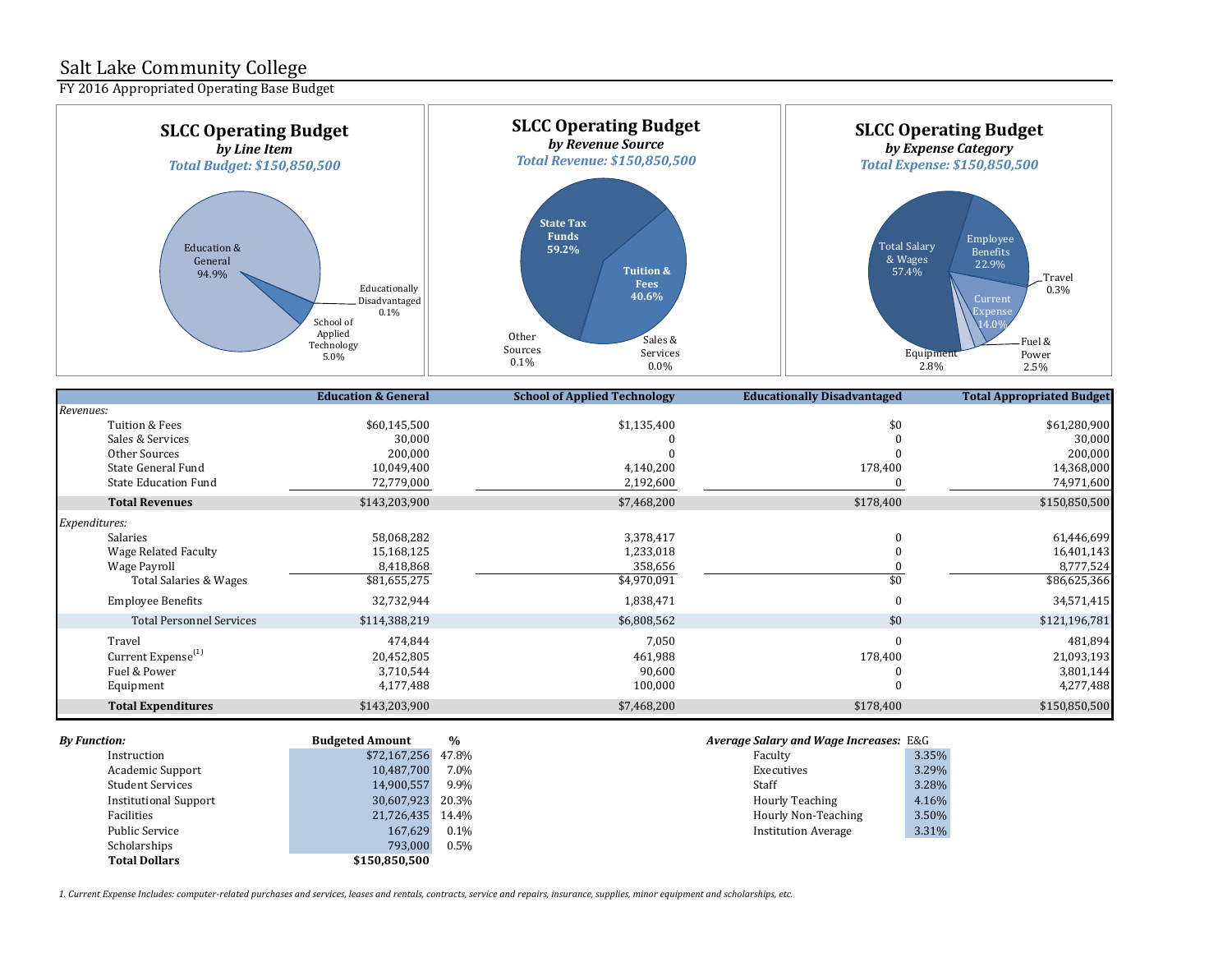# Salt Lake Community College

FY 2016 Appropriated Operating Base Budget

**SLCC Operating Budget**
*by Line Item*
*Total Budget: $150,850,500*

Education & General 94.9%
School of Applied Technology 5.0%
Educationally Disadvantaged 0.1%

**SLCC Operating Budget**
*by Revenue Source*
*Total Revenue: $150,850,500*

State Tax Funds 59.2%
Tuition & Fees 40.6%
Other Sources 0.1%
Sales & Services 0.0%

**SLCC Operating Budget**
*by Expense Category*
*Total Expense: $150,850,500*

Total Salary & Wages 57.4%
Employee Benefits 22.9%
Travel 0.3%
Current Expense 14.0%
Fuel & Power 2.5%
Equipment 2.8%

| | Education & General | School of Applied Technology | Educationally Disadvantaged | Total Appropriated Budget |
|---|---|---|---|---|
| *Revenues:* | | | | |
| Tuition & Fees | $60,145,500 | $1,135,400 | $0 | $61,280,900 |
| Sales & Services | 30,000 | 0 | 0 | 30,000 |
| Other Sources | 200,000 | 0 | 0 | 200,000 |
| State General Fund | 10,049,400 | 4,140,200 | 178,400 | 14,368,000 |
| State Education Fund | 72,779,000 | 2,192,600 | 0 | 74,971,600 |
| **Total Revenues** | $143,203,900 | $7,468,200 | $178,400 | $150,850,500 |
| *Expenditures:* | | | | |
| Salaries | 58,068,282 | 3,378,417 | 0 | 61,446,699 |
| Wage Related Faculty | 15,168,125 | 1,233,018 | 0 | 16,401,143 |
| Wage Payroll | 8,418,868 | 358,656 | 0 | 8,777,524 |
| Total Salaries & Wages | $81,655,275 | $4,970,091 | $0 | $86,625,366 |
| Employee Benefits | 32,732,944 | 1,838,471 | 0 | 34,571,415 |
| Total Personnel Services | $114,388,219 | $6,808,562 | $0 | $121,196,781 |
| Travel | 474,844 | 7,050 | 0 | 481,894 |
| Current Expense[1] | 20,452,805 | 461,988 | 178,400 | 21,093,193 |
| Fuel & Power | 3,710,544 | 90,600 | 0 | 3,801,144 |
| Equipment | 4,177,488 | 100,000 | 0 | 4,277,488 |
| **Total Expenditures** | $143,203,900 | $7,468,200 | $178,400 | $150,850,500 |

| *By Function:* | Budgeted Amount | % |
|---|---|---|
| Instruction | $72,167,256 | 47.8% |
| Academic Support | 10,487,700 | 7.0% |
| Student Services | 14,900,557 | 9.9% |
| Institutional Support | 30,607,923 | 20.3% |
| Facilities | 21,726,435 | 14.4% |
| Public Service | 167,629 | 0.1% |
| Scholarships | 793,000 | 0.5% |
| **Total Dollars** | **$150,850,500** | |

| *Average Salary and Wage Increases:* | E&G |
|---|---|
| Faculty | 3.35% |
| Executives | 3.29% |
| Staff | 3.28% |
| Hourly Teaching | 4.16% |
| Hourly Non-Teaching | 3.50% |
| Institution Average | 3.31% |

*1. Current Expense Includes: computer-related purchases and services, leases and rentals, contracts, service and repairs, insurance, supplies, minor equipment and scholarships, etc.*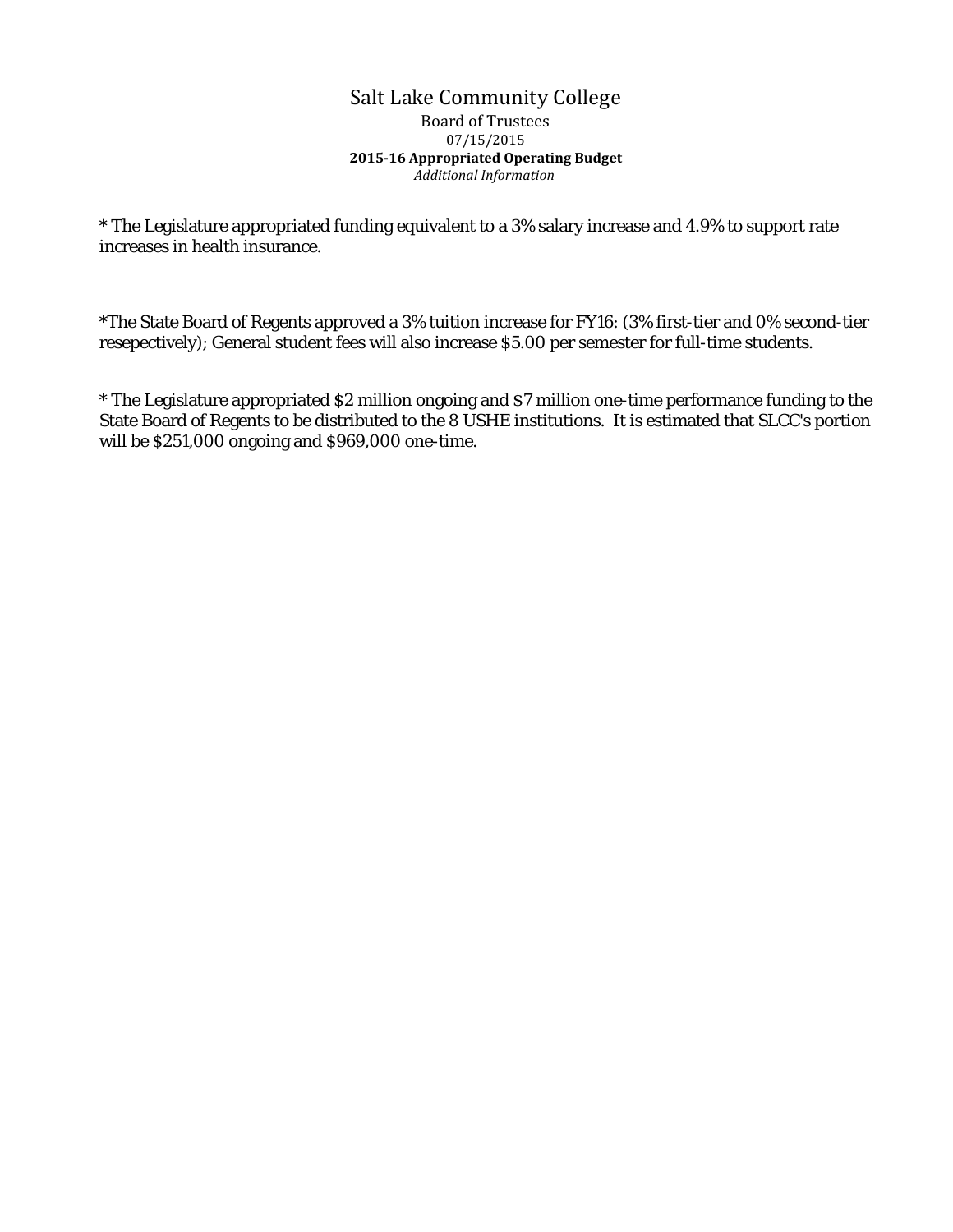# Salt Lake Community College

Board of Trustees

07/15/2015

**2015-16 Appropriated Operating Budget**

*Additional Information*

* The Legislature appropriated funding equivalent to a 3% salary increase and 4.9% to support rate increases in health insurance.

*The State Board of Regents approved a 3% tuition increase for FY16: (3% first-tier and 0% second-tier resepectively); General student fees will also increase $5.00 per semester for full-time students.

* The Legislature appropriated $2 million ongoing and $7 million one-time performance funding to the State Board of Regents to be distributed to the 8 USHE institutions. It is estimated that SLCC's portion will be $251,000 ongoing and $969,000 one-time.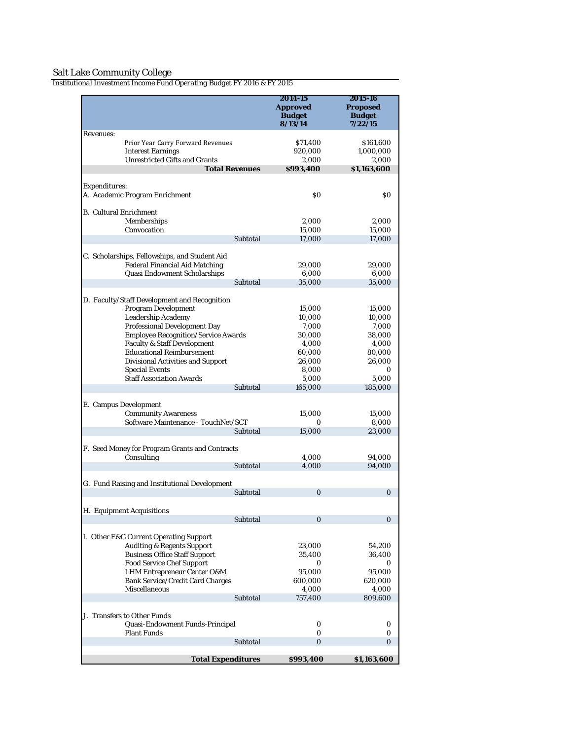Salt Lake Community College

Institutional Investment Income Fund Operating Budget FY 2016 & FY 2015

| | 2014-15 Approved Budget 8/13/14 | 2015-16 Proposed Budget 7/22/15 |
|---|---|---|
| Revenues: | | |
| Prior Year Carry Forward Revenues | $71,400 | $161,600 |
| Interest Earnings | 920,000 | 1,000,000 |
| Unrestricted Gifts and Grants | 2,000 | 2,000 |
| **Total Revenues** | **$993,400** | **$1,163,600** |
| | | |
| Expenditures: | | |
| A. Academic Program Enrichment | $0 | $0 |
| | | |
| B. Cultural Enrichment | | |
| Memberships | 2,000 | 2,000 |
| Convocation | 15,000 | 15,000 |
| Subtotal | 17,000 | 17,000 |
| | | |
| C. Scholarships, Fellowships, and Student Aid | | |
| Federal Financial Aid Matching | 29,000 | 29,000 |
| Quasi Endowment Scholarships | 6,000 | 6,000 |
| Subtotal | 35,000 | 35,000 |
| | | |
| D. Faculty/Staff Development and Recognition | | |
| Program Development | 15,000 | 15,000 |
| Leadership Academy | 10,000 | 10,000 |
| Professional Development Day | 7,000 | 7,000 |
| Employee Recognition/Service Awards | 30,000 | 38,000 |
| Faculty & Staff Development | 4,000 | 4,000 |
| Educational Reimbursement | 60,000 | 80,000 |
| Divisional Activities and Support | 26,000 | 26,000 |
| Special Events | 8,000 | 0 |
| Staff Association Awards | 5,000 | 5,000 |
| Subtotal | 165,000 | 185,000 |
| | | |
| E. Campus Development | | |
| Community Awareness | 15,000 | 15,000 |
| Software Maintenance - TouchNet/SCT | 0 | 8,000 |
| Subtotal | 15,000 | 23,000 |
| | | |
| F. Seed Money for Program Grants and Contracts | | |
| Consulting | 4,000 | 94,000 |
| Subtotal | 4,000 | 94,000 |
| | | |
| G. Fund Raising and Institutional Development | | |
| Subtotal | 0 | 0 |
| | | |
| H. Equipment Acquisitions | | |
| Subtotal | 0 | 0 |
| | | |
| I. Other E&G Current Operating Support | | |
| Auditing & Regents Support | 23,000 | 54,200 |
| Business Office Staff Support | 35,400 | 36,400 |
| Food Service Chef Support | 0 | 0 |
| LHM Entrepreneur Center O&M | 95,000 | 95,000 |
| Bank Service/Credit Card Charges | 600,000 | 620,000 |
| Miscellaneous | 4,000 | 4,000 |
| Subtotal | 757,400 | 809,600 |
| | | |
| J. Transfers to Other Funds | | |
| Quasi-Endowment Funds-Principal | 0 | 0 |
| Plant Funds | 0 | 0 |
| Subtotal | 0 | 0 |
| | | |
| **Total Expenditures** | **$993,400** | **$1,163,600** |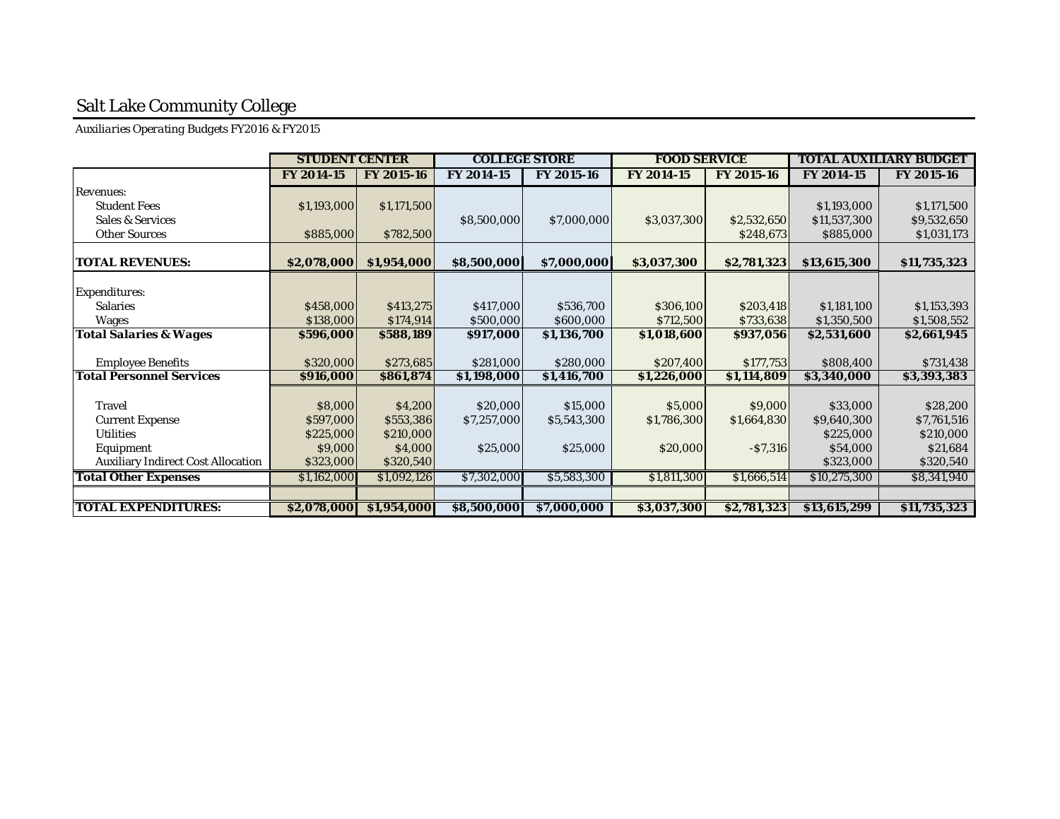# Salt Lake Community College

*Auxiliaries Operating Budgets FY2016 & FY2015*

| | STUDENT CENTER | | COLLEGE STORE | | FOOD SERVICE | | TOTAL AUXILIARY BUDGET | |
|---|---|---|---|---|---|---|---|---|
| | FY 2014-15 | FY 2015-16 | FY 2014-15 | FY 2015-16 | FY 2014-15 | FY 2015-16 | FY 2014-15 | FY 2015-16 |
| Revenues: | | | | | | | | |
| Student Fees | $1,193,000 | $1,171,500 | | | | | $1,193,000 | $1,171,500 |
| Sales & Services | | | $8,500,000 | $7,000,000 | $3,037,300 | $2,532,650 | $11,537,300 | $9,532,650 |
| Other Sources | $885,000 | $782,500 | | | | $248,673 | $885,000 | $1,031,173 |
| **TOTAL REVENUES:** | **$2,078,000** | **$1,954,000** | **$8,500,000** | **$7,000,000** | **$3,037,300** | **$2,781,323** | **$13,615,300** | **$11,735,323** |
| Expenditures: | | | | | | | | |
| Salaries | $458,000 | $413,275 | $417,000 | $536,700 | $306,100 | $203,418 | $1,181,100 | $1,153,393 |
| Wages | $138,000 | $174,914 | $500,000 | $600,000 | $712,500 | $733,638 | $1,350,500 | $1,508,552 |
| **Total Salaries & Wages** | **$596,000** | **$588,189** | **$917,000** | **$1,136,700** | **$1,018,600** | **$937,056** | **$2,531,600** | **$2,661,945** |
| Employee Benefits | $320,000 | $273,685 | $281,000 | $280,000 | $207,400 | $177,753 | $808,400 | $731,438 |
| **Total Personnel Services** | **$916,000** | **$861,874** | **$1,198,000** | **$1,416,700** | **$1,226,000** | **$1,114,809** | **$3,340,000** | **$3,393,383** |
| Travel | $8,000 | $4,200 | $20,000 | $15,000 | $5,000 | $9,000 | $33,000 | $28,200 |
| Current Expense | $597,000 | $553,386 | $7,257,000 | $5,543,300 | $1,786,300 | $1,664,830 | $9,640,300 | $7,761,516 |
| Utilities | $225,000 | $210,000 | | | | | $225,000 | $210,000 |
| Equipment | $9,000 | $4,000 | $25,000 | $25,000 | $20,000 | -$7,316 | $54,000 | $21,684 |
| Auxiliary Indirect Cost Allocation | $323,000 | $320,540 | | | | | $323,000 | $320,540 |
| **Total Other Expenses** | $1,162,000 | $1,092,126 | $7,302,000 | $5,583,300 | $1,811,300 | $1,666,514 | $10,275,300 | $8,341,940 |
| **TOTAL EXPENDITURES:** | **$2,078,000** | **$1,954,000** | **$8,500,000** | **$7,000,000** | **$3,037,300** | **$2,781,323** | **$13,615,299** | **$11,735,323** |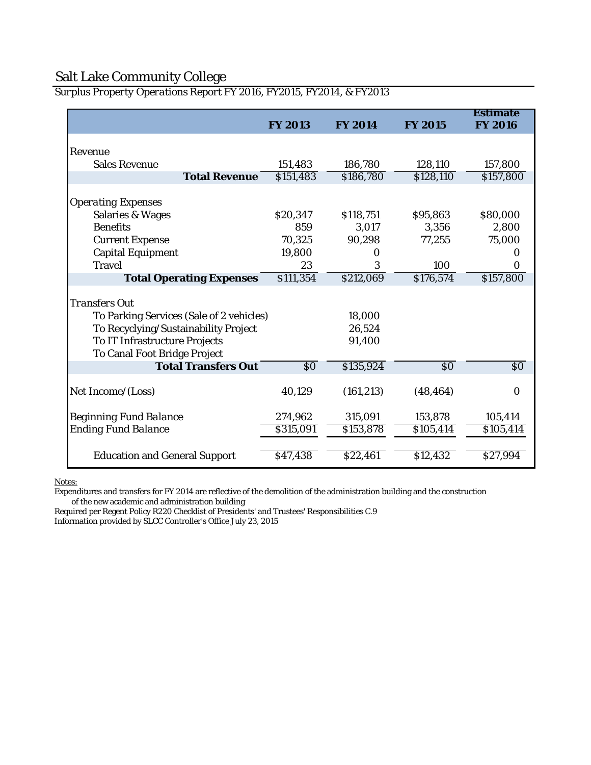# Salt Lake Community College

*Surplus Property Operations Report FY 2016, FY2015, FY2014, & FY2013*

| | FY 2013 | FY 2014 | FY 2015 | Estimate FY 2016 |
|---|---|---|---|---|
| *Revenue* | | | | |
| Sales Revenue | 151,483 | 186,780 | 128,110 | 157,800 |
| **Total Revenue** | $151,483 | $186,780 | $128,110 | $157,800 |
| *Operating Expenses* | | | | |
| Salaries & Wages | $20,347 | $118,751 | $95,863 | $80,000 |
| Benefits | 859 | 3,017 | 3,356 | 2,800 |
| Current Expense | 70,325 | 90,298 | 77,255 | 75,000 |
| Capital Equipment | 19,800 | 0 | | 0 |
| Travel | 23 | 3 | 100 | 0 |
| **Total Operating Expenses** | $111,354 | $212,069 | $176,574 | $157,800 |
| *Transfers Out* | | | | |
| To Parking Services (Sale of 2 vehicles) | | 18,000 | | |
| To Recyclying/Sustainability Project | | 26,524 | | |
| To IT Infrastructure Projects | | 91,400 | | |
| To Canal Foot Bridge Project | | | | |
| **Total Transfers Out** | $0 | $135,924 | $0 | $0 |
| Net Income/(Loss) | 40,129 | (161,213) | (48,464) | 0 |
| Beginning Fund Balance | 274,962 | 315,091 | 153,878 | 105,414 |
| Ending Fund Balance | $315,091 | $153,878 | $105,414 | $105,414 |
| Education and General Support | $47,438 | $22,461 | $12,432 | $27,994 |

Notes:

Expenditures and transfers for FY 2014 are reflective of the demolition of the administration building and the construction of the new academic and administration building

Required per Regent Policy R220 Checklist of Presidents' and Trustees' Responsibilities C.9

Information provided by SLCC Controller's Office July 23, 2015